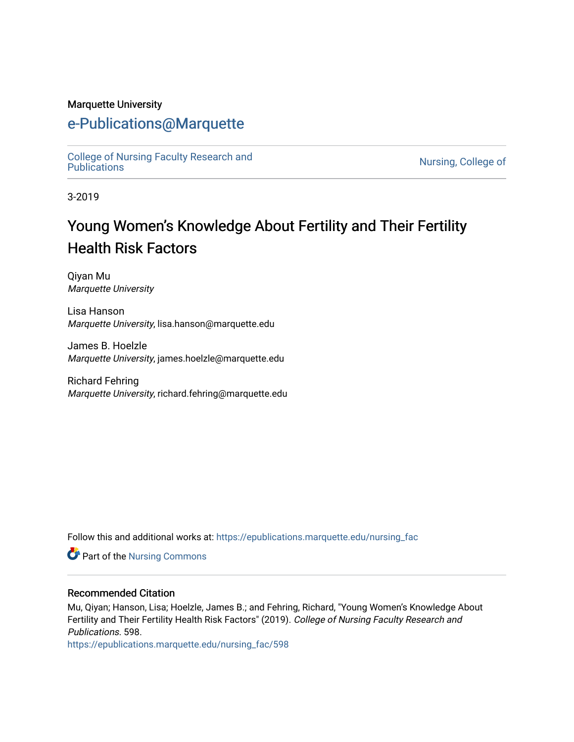Marquette University

# e-Publications@Marquette

College of Nursing Faculty Research and Publications

Nursing, College of

3-2019

# Young Women's Knowledge About Fertility and Their Fertility Health Risk Factors

Qiyan Mu
*Marquette University*

Lisa Hanson
*Marquette University*, lisa.hanson@marquette.edu

James B. Hoelzle
*Marquette University*, james.hoelzle@marquette.edu

Richard Fehring
*Marquette University*, richard.fehring@marquette.edu

Follow this and additional works at: https://epublications.marquette.edu/nursing_fac

Part of the Nursing Commons

## Recommended Citation

Mu, Qiyan; Hanson, Lisa; Hoelzle, James B.; and Fehring, Richard, "Young Women's Knowledge About Fertility and Their Fertility Health Risk Factors" (2019). *College of Nursing Faculty Research and Publications*. 598.
https://epublications.marquette.edu/nursing_fac/598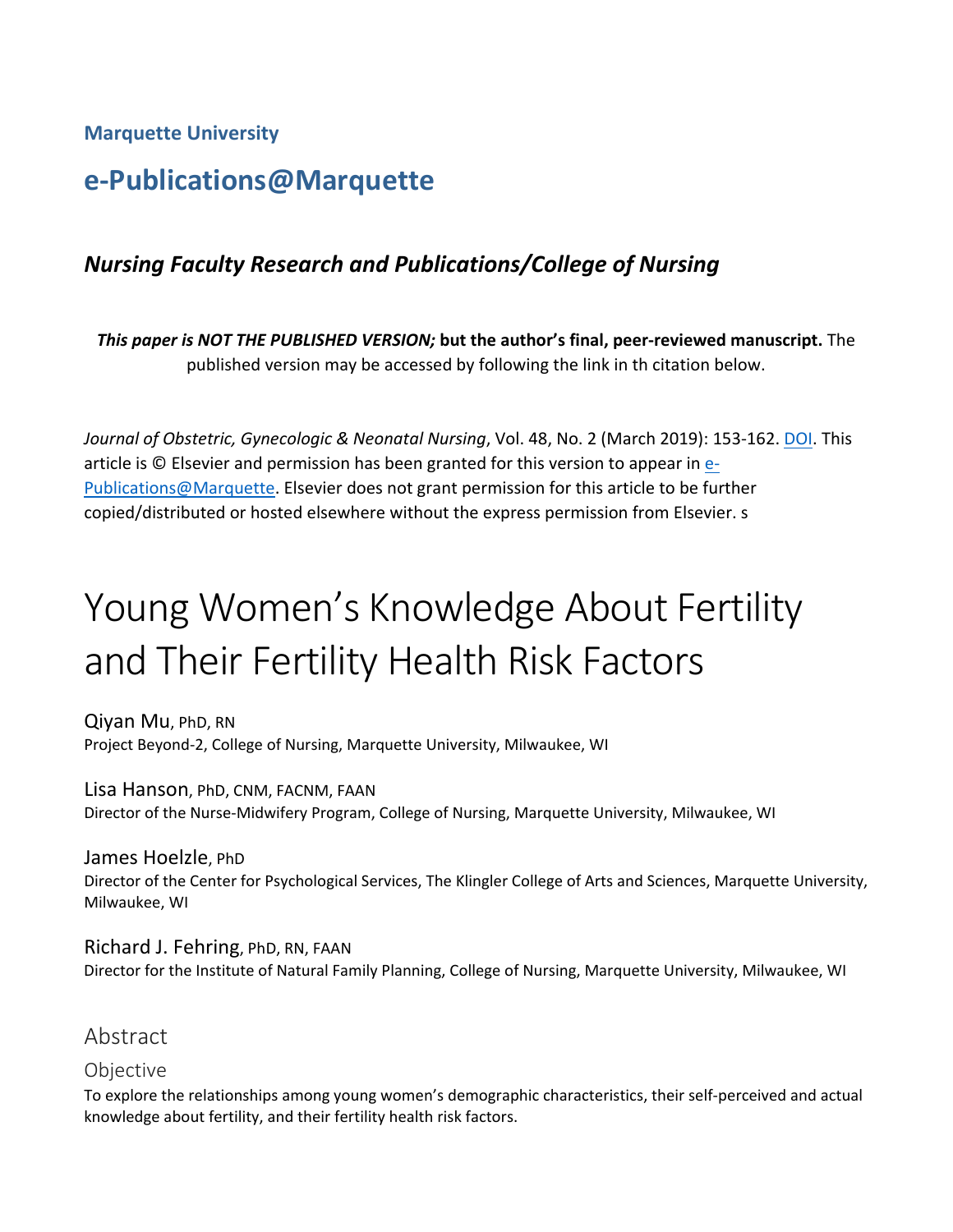**Marquette University**

# e-Publications@Marquette

### *Nursing Faculty Research and Publications/College of Nursing*

***This paper is NOT THE PUBLISHED VERSION;* but the author's final, peer-reviewed manuscript.** The published version may be accessed by following the link in th citation below.

*Journal of Obstetric, Gynecologic & Neonatal Nursing*, Vol. 48, No. 2 (March 2019): 153-162. DOI. This article is © Elsevier and permission has been granted for this version to appear in e-Publications@Marquette. Elsevier does not grant permission for this article to be further copied/distributed or hosted elsewhere without the express permission from Elsevier. s

# Young Women's Knowledge About Fertility and Their Fertility Health Risk Factors

Qiyan Mu, PhD, RN
Project Beyond-2, College of Nursing, Marquette University, Milwaukee, WI

Lisa Hanson, PhD, CNM, FACNM, FAAN
Director of the Nurse-Midwifery Program, College of Nursing, Marquette University, Milwaukee, WI

James Hoelzle, PhD
Director of the Center for Psychological Services, The Klingler College of Arts and Sciences, Marquette University, Milwaukee, WI

Richard J. Fehring, PhD, RN, FAAN
Director for the Institute of Natural Family Planning, College of Nursing, Marquette University, Milwaukee, WI

## Abstract

### Objective

To explore the relationships among young women's demographic characteristics, their self-perceived and actual knowledge about fertility, and their fertility health risk factors.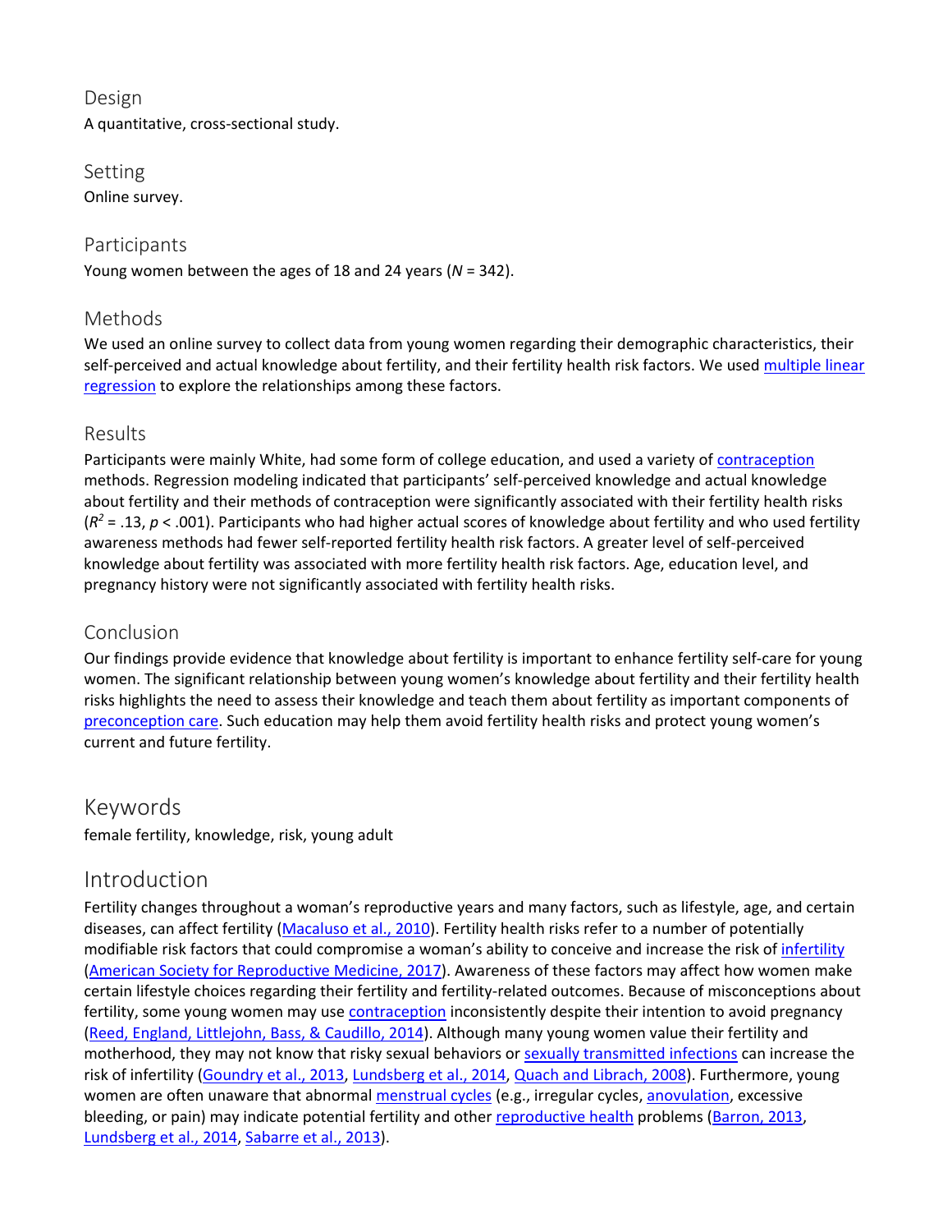## Design

A quantitative, cross-sectional study.

## Setting

Online survey.

## Participants

Young women between the ages of 18 and 24 years (*N* = 342).

## Methods

We used an online survey to collect data from young women regarding their demographic characteristics, their self-perceived and actual knowledge about fertility, and their fertility health risk factors. We used multiple linear regression to explore the relationships among these factors.

## Results

Participants were mainly White, had some form of college education, and used a variety of contraception methods. Regression modeling indicated that participants' self-perceived knowledge and actual knowledge about fertility and their methods of contraception were significantly associated with their fertility health risks ($R^2$ = .13, $p$ < .001). Participants who had higher actual scores of knowledge about fertility and who used fertility awareness methods had fewer self-reported fertility health risk factors. A greater level of self-perceived knowledge about fertility was associated with more fertility health risk factors. Age, education level, and pregnancy history were not significantly associated with fertility health risks.

## Conclusion

Our findings provide evidence that knowledge about fertility is important to enhance fertility self-care for young women. The significant relationship between young women's knowledge about fertility and their fertility health risks highlights the need to assess their knowledge and teach them about fertility as important components of preconception care. Such education may help them avoid fertility health risks and protect young women's current and future fertility.

## Keywords

female fertility, knowledge, risk, young adult

## Introduction

Fertility changes throughout a woman's reproductive years and many factors, such as lifestyle, age, and certain diseases, can affect fertility (Macaluso et al., 2010). Fertility health risks refer to a number of potentially modifiable risk factors that could compromise a woman's ability to conceive and increase the risk of infertility (American Society for Reproductive Medicine, 2017). Awareness of these factors may affect how women make certain lifestyle choices regarding their fertility and fertility-related outcomes. Because of misconceptions about fertility, some young women may use contraception inconsistently despite their intention to avoid pregnancy (Reed, England, Littlejohn, Bass, & Caudillo, 2014). Although many young women value their fertility and motherhood, they may not know that risky sexual behaviors or sexually transmitted infections can increase the risk of infertility (Goundry et al., 2013, Lundsberg et al., 2014, Quach and Librach, 2008). Furthermore, young women are often unaware that abnormal menstrual cycles (e.g., irregular cycles, anovulation, excessive bleeding, or pain) may indicate potential fertility and other reproductive health problems (Barron, 2013, Lundsberg et al., 2014, Sabarre et al., 2013).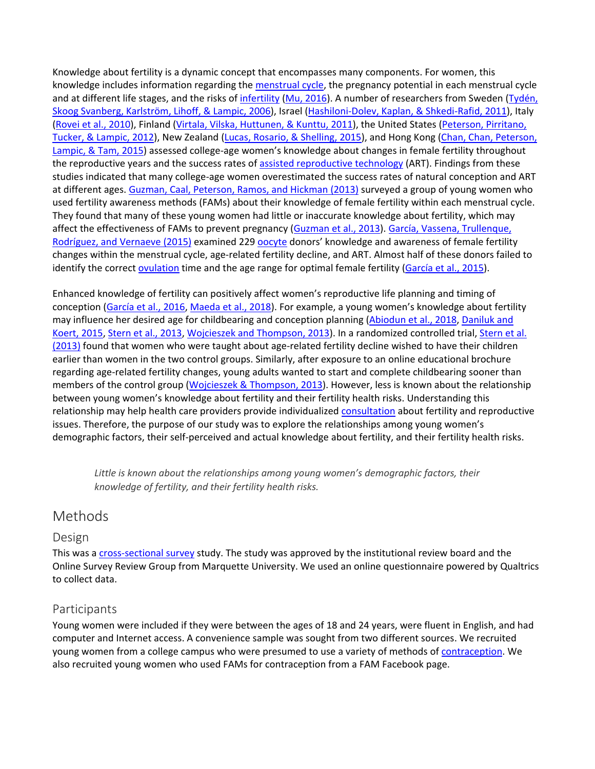Knowledge about fertility is a dynamic concept that encompasses many components. For women, this knowledge includes information regarding the menstrual cycle, the pregnancy potential in each menstrual cycle and at different life stages, and the risks of infertility (Mu, 2016). A number of researchers from Sweden (Tydén, Skoog Svanberg, Karlström, Lihoff, & Lampic, 2006), Israel (Hashiloni-Dolev, Kaplan, & Shkedi-Rafid, 2011), Italy (Rovei et al., 2010), Finland (Virtala, Vilska, Huttunen, & Kunttu, 2011), the United States (Peterson, Pirritano, Tucker, & Lampic, 2012), New Zealand (Lucas, Rosario, & Shelling, 2015), and Hong Kong (Chan, Chan, Peterson, Lampic, & Tam, 2015) assessed college-age women's knowledge about changes in female fertility throughout the reproductive years and the success rates of assisted reproductive technology (ART). Findings from these studies indicated that many college-age women overestimated the success rates of natural conception and ART at different ages. Guzman, Caal, Peterson, Ramos, and Hickman (2013) surveyed a group of young women who used fertility awareness methods (FAMs) about their knowledge of female fertility within each menstrual cycle. They found that many of these young women had little or inaccurate knowledge about fertility, which may affect the effectiveness of FAMs to prevent pregnancy (Guzman et al., 2013). García, Vassena, Trullenque, Rodríguez, and Vernaeve (2015) examined 229 oocyte donors' knowledge and awareness of female fertility changes within the menstrual cycle, age-related fertility decline, and ART. Almost half of these donors failed to identify the correct ovulation time and the age range for optimal female fertility (García et al., 2015).

Enhanced knowledge of fertility can positively affect women's reproductive life planning and timing of conception (García et al., 2016, Maeda et al., 2018). For example, a young women's knowledge about fertility may influence her desired age for childbearing and conception planning (Abiodun et al., 2018, Daniluk and Koert, 2015, Stern et al., 2013, Wojcieszek and Thompson, 2013). In a randomized controlled trial, Stern et al. (2013) found that women who were taught about age-related fertility decline wished to have their children earlier than women in the two control groups. Similarly, after exposure to an online educational brochure regarding age-related fertility changes, young adults wanted to start and complete childbearing sooner than members of the control group (Wojcieszek & Thompson, 2013). However, less is known about the relationship between young women's knowledge about fertility and their fertility health risks. Understanding this relationship may help health care providers provide individualized consultation about fertility and reproductive issues. Therefore, the purpose of our study was to explore the relationships among young women's demographic factors, their self-perceived and actual knowledge about fertility, and their fertility health risks.

> *Little is known about the relationships among young women's demographic factors, their knowledge of fertility, and their fertility health risks.*

## Methods

### Design

This was a cross-sectional survey study. The study was approved by the institutional review board and the Online Survey Review Group from Marquette University. We used an online questionnaire powered by Qualtrics to collect data.

### Participants

Young women were included if they were between the ages of 18 and 24 years, were fluent in English, and had computer and Internet access. A convenience sample was sought from two different sources. We recruited young women from a college campus who were presumed to use a variety of methods of contraception. We also recruited young women who used FAMs for contraception from a FAM Facebook page.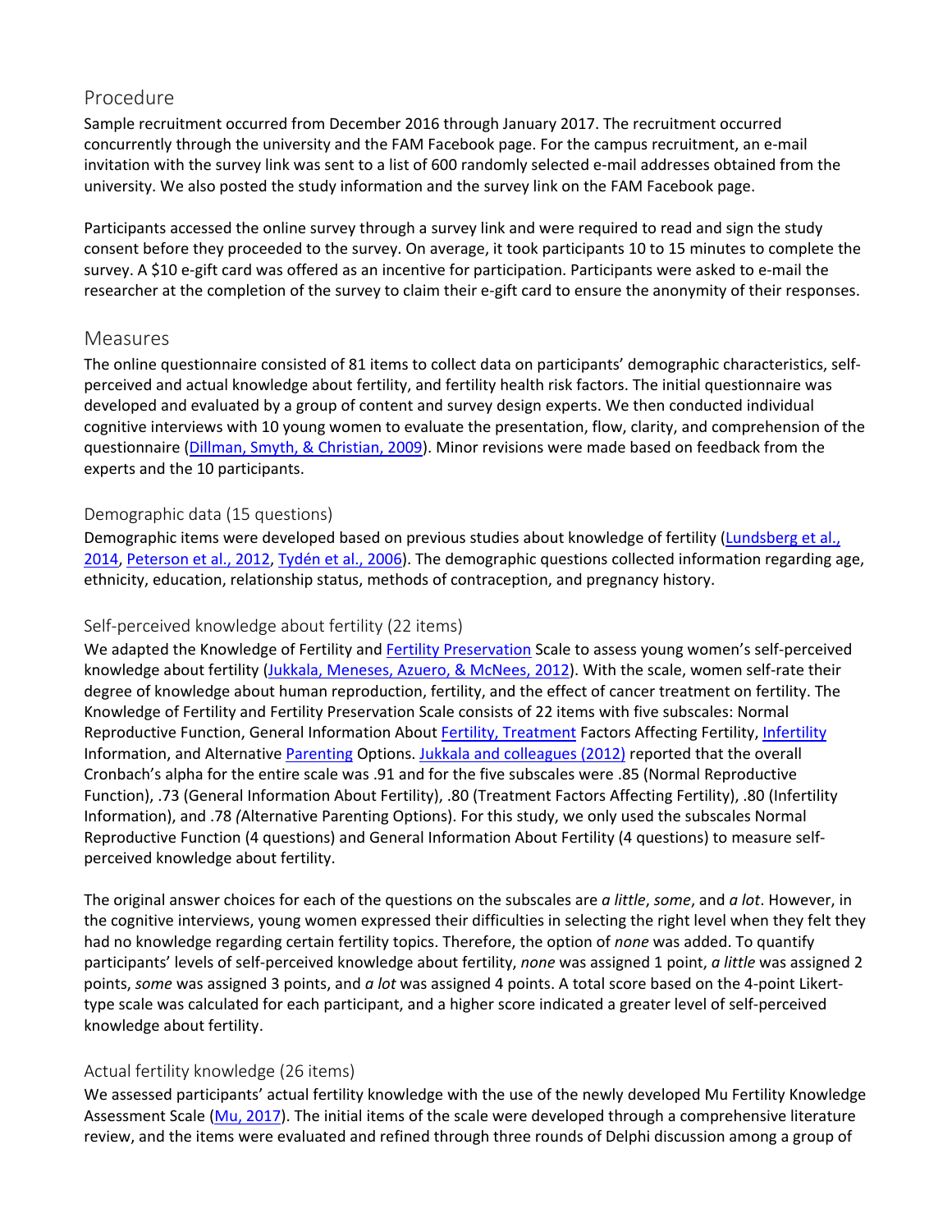## Procedure

Sample recruitment occurred from December 2016 through January 2017. The recruitment occurred concurrently through the university and the FAM Facebook page. For the campus recruitment, an e-mail invitation with the survey link was sent to a list of 600 randomly selected e-mail addresses obtained from the university. We also posted the study information and the survey link on the FAM Facebook page.

Participants accessed the online survey through a survey link and were required to read and sign the study consent before they proceeded to the survey. On average, it took participants 10 to 15 minutes to complete the survey. A $10 e-gift card was offered as an incentive for participation. Participants were asked to e-mail the researcher at the completion of the survey to claim their e-gift card to ensure the anonymity of their responses.

## Measures

The online questionnaire consisted of 81 items to collect data on participants' demographic characteristics, self-perceived and actual knowledge about fertility, and fertility health risk factors. The initial questionnaire was developed and evaluated by a group of content and survey design experts. We then conducted individual cognitive interviews with 10 young women to evaluate the presentation, flow, clarity, and comprehension of the questionnaire (Dillman, Smyth, & Christian, 2009). Minor revisions were made based on feedback from the experts and the 10 participants.

### Demographic data (15 questions)

Demographic items were developed based on previous studies about knowledge of fertility (Lundsberg et al., 2014, Peterson et al., 2012, Tydén et al., 2006). The demographic questions collected information regarding age, ethnicity, education, relationship status, methods of contraception, and pregnancy history.

### Self-perceived knowledge about fertility (22 items)

We adapted the Knowledge of Fertility and Fertility Preservation Scale to assess young women's self-perceived knowledge about fertility (Jukkala, Meneses, Azuero, & McNees, 2012). With the scale, women self-rate their degree of knowledge about human reproduction, fertility, and the effect of cancer treatment on fertility. The Knowledge of Fertility and Fertility Preservation Scale consists of 22 items with five subscales: Normal Reproductive Function, General Information About Fertility, Treatment Factors Affecting Fertility, Infertility Information, and Alternative Parenting Options. Jukkala and colleagues (2012) reported that the overall Cronbach's alpha for the entire scale was .91 and for the five subscales were .85 (Normal Reproductive Function), .73 (General Information About Fertility), .80 (Treatment Factors Affecting Fertility), .80 (Infertility Information), and .78 *(*Alternative Parenting Options). For this study, we only used the subscales Normal Reproductive Function (4 questions) and General Information About Fertility (4 questions) to measure self-perceived knowledge about fertility.

The original answer choices for each of the questions on the subscales are *a little*, *some*, and *a lot*. However, in the cognitive interviews, young women expressed their difficulties in selecting the right level when they felt they had no knowledge regarding certain fertility topics. Therefore, the option of *none* was added. To quantify participants' levels of self-perceived knowledge about fertility, *none* was assigned 1 point, *a little* was assigned 2 points, *some* was assigned 3 points, and *a lot* was assigned 4 points. A total score based on the 4-point Likert-type scale was calculated for each participant, and a higher score indicated a greater level of self-perceived knowledge about fertility.

### Actual fertility knowledge (26 items)

We assessed participants' actual fertility knowledge with the use of the newly developed Mu Fertility Knowledge Assessment Scale (Mu, 2017). The initial items of the scale were developed through a comprehensive literature review, and the items were evaluated and refined through three rounds of Delphi discussion among a group of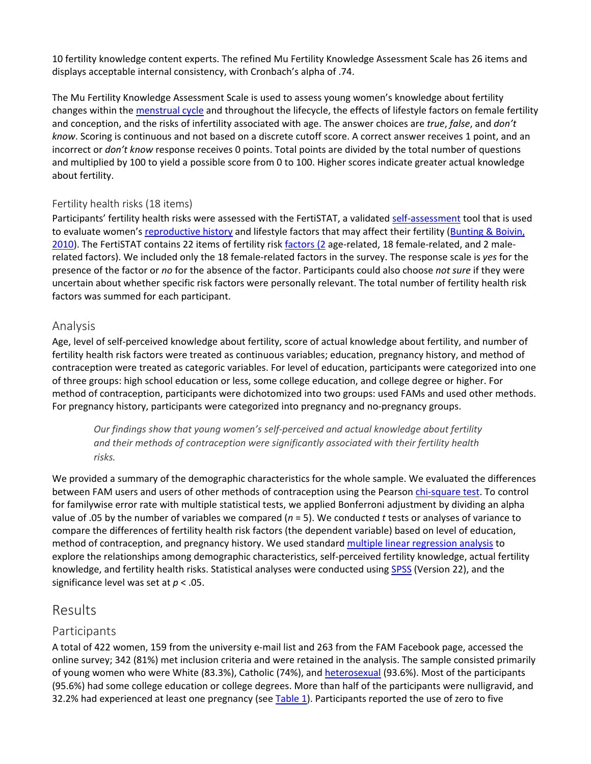10 fertility knowledge content experts. The refined Mu Fertility Knowledge Assessment Scale has 26 items and displays acceptable internal consistency, with Cronbach's alpha of .74.

The Mu Fertility Knowledge Assessment Scale is used to assess young women's knowledge about fertility changes within the menstrual cycle and throughout the lifecycle, the effects of lifestyle factors on female fertility and conception, and the risks of infertility associated with age. The answer choices are *true*, *false*, and *don't know*. Scoring is continuous and not based on a discrete cutoff score. A correct answer receives 1 point, and an incorrect or *don't know* response receives 0 points. Total points are divided by the total number of questions and multiplied by 100 to yield a possible score from 0 to 100. Higher scores indicate greater actual knowledge about fertility.

### Fertility health risks (18 items)

Participants' fertility health risks were assessed with the FertiSTAT, a validated self-assessment tool that is used to evaluate women's reproductive history and lifestyle factors that may affect their fertility (Bunting & Boivin, 2010). The FertiSTAT contains 22 items of fertility risk factors (2 age-related, 18 female-related, and 2 male-related factors). We included only the 18 female-related factors in the survey. The response scale is *yes* for the presence of the factor or *no* for the absence of the factor. Participants could also choose *not sure* if they were uncertain about whether specific risk factors were personally relevant. The total number of fertility health risk factors was summed for each participant.

## Analysis

Age, level of self-perceived knowledge about fertility, score of actual knowledge about fertility, and number of fertility health risk factors were treated as continuous variables; education, pregnancy history, and method of contraception were treated as categoric variables. For level of education, participants were categorized into one of three groups: high school education or less, some college education, and college degree or higher. For method of contraception, participants were dichotomized into two groups: used FAMs and used other methods. For pregnancy history, participants were categorized into pregnancy and no-pregnancy groups.

> *Our findings show that young women's self-perceived and actual knowledge about fertility and their methods of contraception were significantly associated with their fertility health risks.*

We provided a summary of the demographic characteristics for the whole sample. We evaluated the differences between FAM users and users of other methods of contraception using the Pearson chi-square test. To control for familywise error rate with multiple statistical tests, we applied Bonferroni adjustment by dividing an alpha value of .05 by the number of variables we compared ($n$ = 5). We conducted $t$ tests or analyses of variance to compare the differences of fertility health risk factors (the dependent variable) based on level of education, method of contraception, and pregnancy history. We used standard multiple linear regression analysis to explore the relationships among demographic characteristics, self-perceived fertility knowledge, actual fertility knowledge, and fertility health risks. Statistical analyses were conducted using SPSS (Version 22), and the significance level was set at $p$ < .05.

# Results

## Participants

A total of 422 women, 159 from the university e-mail list and 263 from the FAM Facebook page, accessed the online survey; 342 (81%) met inclusion criteria and were retained in the analysis. The sample consisted primarily of young women who were White (83.3%), Catholic (74%), and heterosexual (93.6%). Most of the participants (95.6%) had some college education or college degrees. More than half of the participants were nulligravid, and 32.2% had experienced at least one pregnancy (see Table 1). Participants reported the use of zero to five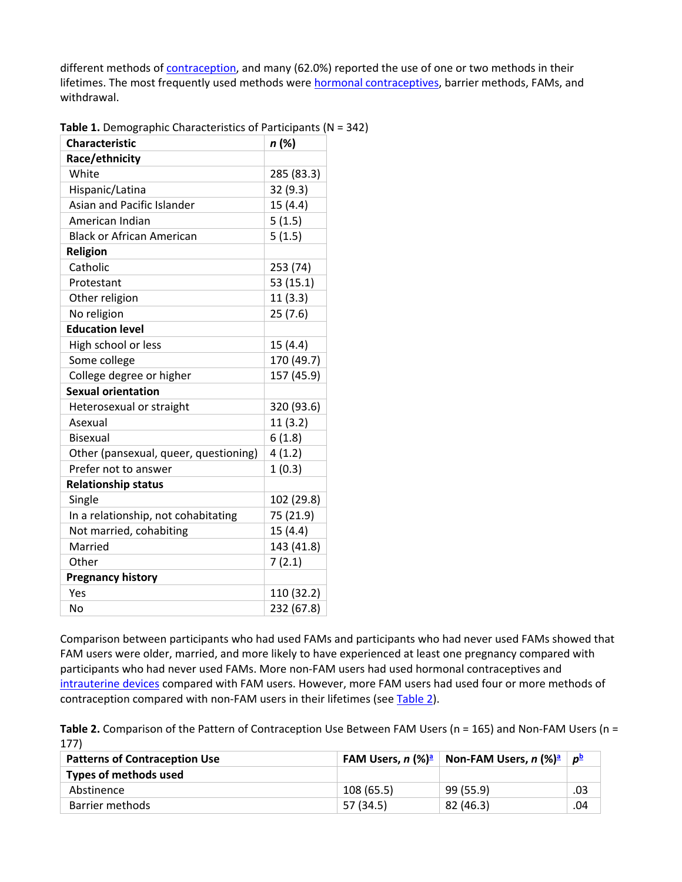different methods of contraception, and many (62.0%) reported the use of one or two methods in their lifetimes. The most frequently used methods were hormonal contraceptives, barrier methods, FAMs, and withdrawal.

**Table 1.** Demographic Characteristics of Participants (N = 342)

| Characteristic | *n* (%) |
|---|---|
| **Race/ethnicity** | |
| White | 285 (83.3) |
| Hispanic/Latina | 32 (9.3) |
| Asian and Pacific Islander | 15 (4.4) |
| American Indian | 5 (1.5) |
| Black or African American | 5 (1.5) |
| **Religion** | |
| Catholic | 253 (74) |
| Protestant | 53 (15.1) |
| Other religion | 11 (3.3) |
| No religion | 25 (7.6) |
| **Education level** | |
| High school or less | 15 (4.4) |
| Some college | 170 (49.7) |
| College degree or higher | 157 (45.9) |
| **Sexual orientation** | |
| Heterosexual or straight | 320 (93.6) |
| Asexual | 11 (3.2) |
| Bisexual | 6 (1.8) |
| Other (pansexual, queer, questioning) | 4 (1.2) |
| Prefer not to answer | 1 (0.3) |
| **Relationship status** | |
| Single | 102 (29.8) |
| In a relationship, not cohabitating | 75 (21.9) |
| Not married, cohabiting | 15 (4.4) |
| Married | 143 (41.8) |
| Other | 7 (2.1) |
| **Pregnancy history** | |
| Yes | 110 (32.2) |
| No | 232 (67.8) |

Comparison between participants who had used FAMs and participants who had never used FAMs showed that FAM users were older, married, and more likely to have experienced at least one pregnancy compared with participants who had never used FAMs. More non-FAM users had used hormonal contraceptives and intrauterine devices compared with FAM users. However, more FAM users had used four or more methods of contraception compared with non-FAM users in their lifetimes (see Table 2).

**Table 2.** Comparison of the Pattern of Contraception Use Between FAM Users (n = 165) and Non-FAM Users (n = 177)

| Patterns of Contraception Use | FAM Users, *n* (%)[a] | Non-FAM Users, *n* (%)[a] | *p*[b] |
|---|---|---|---|
| **Types of methods used** | | | |
| Abstinence | 108 (65.5) | 99 (55.9) | .03 |
| Barrier methods | 57 (34.5) | 82 (46.3) | .04 |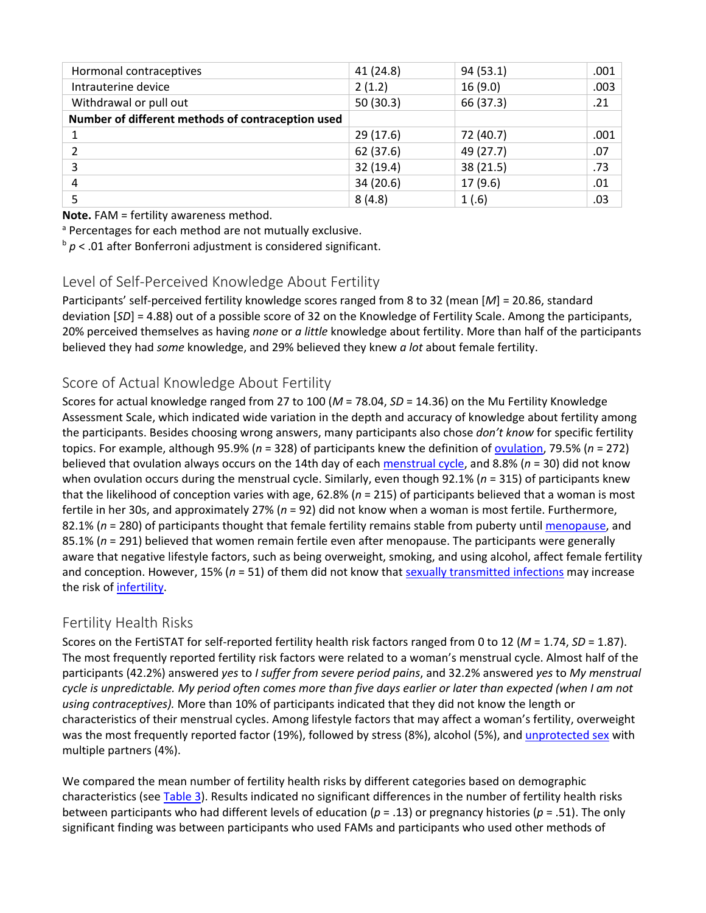| | | | |
|---|---|---|---|
| Hormonal contraceptives | 41 (24.8) | 94 (53.1) | .001 |
| Intrauterine device | 2 (1.2) | 16 (9.0) | .003 |
| Withdrawal or pull out | 50 (30.3) | 66 (37.3) | .21 |
| **Number of different methods of contraception used** | | | |
| 1 | 29 (17.6) | 72 (40.7) | .001 |
| 2 | 62 (37.6) | 49 (27.7) | .07 |
| 3 | 32 (19.4) | 38 (21.5) | .73 |
| 4 | 34 (20.6) | 17 (9.6) | .01 |
| 5 | 8 (4.8) | 1 (.6) | .03 |

**Note.** FAM = fertility awareness method.

[a] Percentages for each method are not mutually exclusive.

[b] $p < .01$ after Bonferroni adjustment is considered significant.

## Level of Self-Perceived Knowledge About Fertility

Participants' self-perceived fertility knowledge scores ranged from 8 to 32 (mean [*M*] = 20.86, standard deviation [*SD*] = 4.88) out of a possible score of 32 on the Knowledge of Fertility Scale. Among the participants, 20% perceived themselves as having *none* or *a little* knowledge about fertility. More than half of the participants believed they had *some* knowledge, and 29% believed they knew *a lot* about female fertility.

## Score of Actual Knowledge About Fertility

Scores for actual knowledge ranged from 27 to 100 (*M* = 78.04, *SD* = 14.36) on the Mu Fertility Knowledge Assessment Scale, which indicated wide variation in the depth and accuracy of knowledge about fertility among the participants. Besides choosing wrong answers, many participants also chose *don't know* for specific fertility topics. For example, although 95.9% (*n* = 328) of participants knew the definition of ovulation, 79.5% (*n* = 272) believed that ovulation always occurs on the 14th day of each menstrual cycle, and 8.8% (*n* = 30) did not know when ovulation occurs during the menstrual cycle. Similarly, even though 92.1% (*n* = 315) of participants knew that the likelihood of conception varies with age, 62.8% (*n* = 215) of participants believed that a woman is most fertile in her 30s, and approximately 27% (*n* = 92) did not know when a woman is most fertile. Furthermore, 82.1% (*n* = 280) of participants thought that female fertility remains stable from puberty until menopause, and 85.1% (*n* = 291) believed that women remain fertile even after menopause. The participants were generally aware that negative lifestyle factors, such as being overweight, smoking, and using alcohol, affect female fertility and conception. However, 15% (*n* = 51) of them did not know that sexually transmitted infections may increase the risk of infertility.

## Fertility Health Risks

Scores on the FertiSTAT for self-reported fertility health risk factors ranged from 0 to 12 (*M* = 1.74, *SD* = 1.87). The most frequently reported fertility risk factors were related to a woman's menstrual cycle. Almost half of the participants (42.2%) answered *yes* to *I suffer from severe period pains*, and 32.2% answered *yes* to *My menstrual cycle is unpredictable. My period often comes more than five days earlier or later than expected (when I am not using contraceptives).* More than 10% of participants indicated that they did not know the length or characteristics of their menstrual cycles. Among lifestyle factors that may affect a woman's fertility, overweight was the most frequently reported factor (19%), followed by stress (8%), alcohol (5%), and unprotected sex with multiple partners (4%).

We compared the mean number of fertility health risks by different categories based on demographic characteristics (see Table 3). Results indicated no significant differences in the number of fertility health risks between participants who had different levels of education ($p = .13$) or pregnancy histories ($p = .51$). The only significant finding was between participants who used FAMs and participants who used other methods of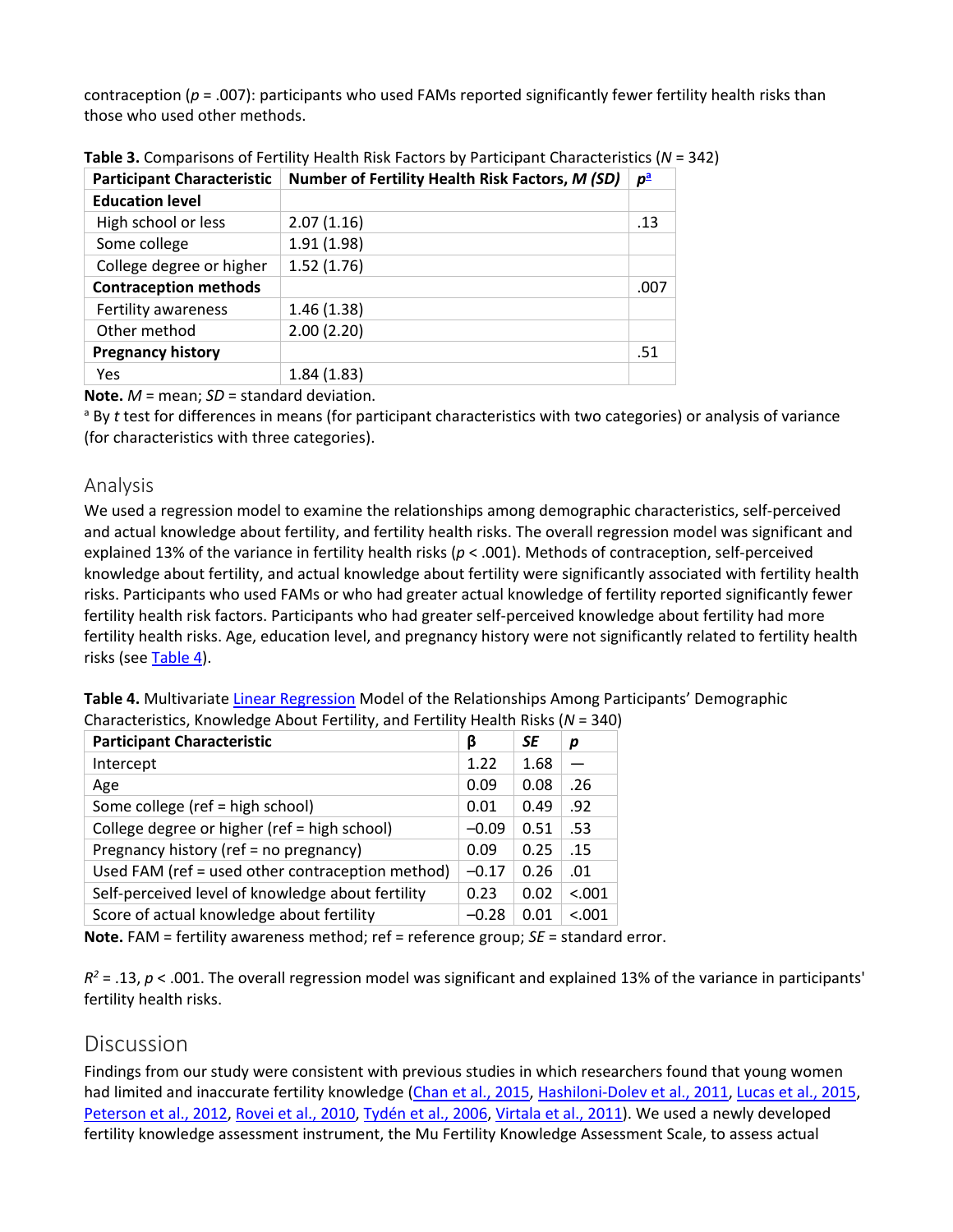contraception ($p$ = .007): participants who used FAMs reported significantly fewer fertility health risks than those who used other methods.

**Table 3.** Comparisons of Fertility Health Risk Factors by Participant Characteristics ($N$ = 342)

| Participant Characteristic | Number of Fertility Health Risk Factors, *M (SD)* | $p$[a] |
|---|---|---|
| **Education level** | | |
| High school or less | 2.07 (1.16) | .13 |
| Some college | 1.91 (1.98) | |
| College degree or higher | 1.52 (1.76) | |
| **Contraception methods** | | .007 |
| Fertility awareness | 1.46 (1.38) | |
| Other method | 2.00 (2.20) | |
| **Pregnancy history** | | .51 |
| Yes | 1.84 (1.83) | |

**Note.** *M* = mean; *SD* = standard deviation.

[a] By *t* test for differences in means (for participant characteristics with two categories) or analysis of variance (for characteristics with three categories).

## Analysis

We used a regression model to examine the relationships among demographic characteristics, self-perceived and actual knowledge about fertility, and fertility health risks. The overall regression model was significant and explained 13% of the variance in fertility health risks ($p$ < .001). Methods of contraception, self-perceived knowledge about fertility, and actual knowledge about fertility were significantly associated with fertility health risks. Participants who used FAMs or who had greater actual knowledge of fertility reported significantly fewer fertility health risk factors. Participants who had greater self-perceived knowledge about fertility had more fertility health risks. Age, education level, and pregnancy history were not significantly related to fertility health risks (see Table 4).

**Table 4.** Multivariate Linear Regression Model of the Relationships Among Participants' Demographic Characteristics, Knowledge About Fertility, and Fertility Health Risks ($N$ = 340)

| Participant Characteristic | β | *SE* | $p$ |
|---|---|---|---|
| Intercept | 1.22 | 1.68 | — |
| Age | 0.09 | 0.08 | .26 |
| Some college (ref = high school) | 0.01 | 0.49 | .92 |
| College degree or higher (ref = high school) | −0.09 | 0.51 | .53 |
| Pregnancy history (ref = no pregnancy) | 0.09 | 0.25 | .15 |
| Used FAM (ref = used other contraception method) | −0.17 | 0.26 | .01 |
| Self-perceived level of knowledge about fertility | 0.23 | 0.02 | <.001 |
| Score of actual knowledge about fertility | −0.28 | 0.01 | <.001 |

**Note.** FAM = fertility awareness method; ref = reference group; *SE* = standard error.

$R^2$ = .13, $p$ < .001. The overall regression model was significant and explained 13% of the variance in participants' fertility health risks.

## Discussion

Findings from our study were consistent with previous studies in which researchers found that young women had limited and inaccurate fertility knowledge (Chan et al., 2015, Hashiloni-Dolev et al., 2011, Lucas et al., 2015, Peterson et al., 2012, Rovei et al., 2010, Tydén et al., 2006, Virtala et al., 2011). We used a newly developed fertility knowledge assessment instrument, the Mu Fertility Knowledge Assessment Scale, to assess actual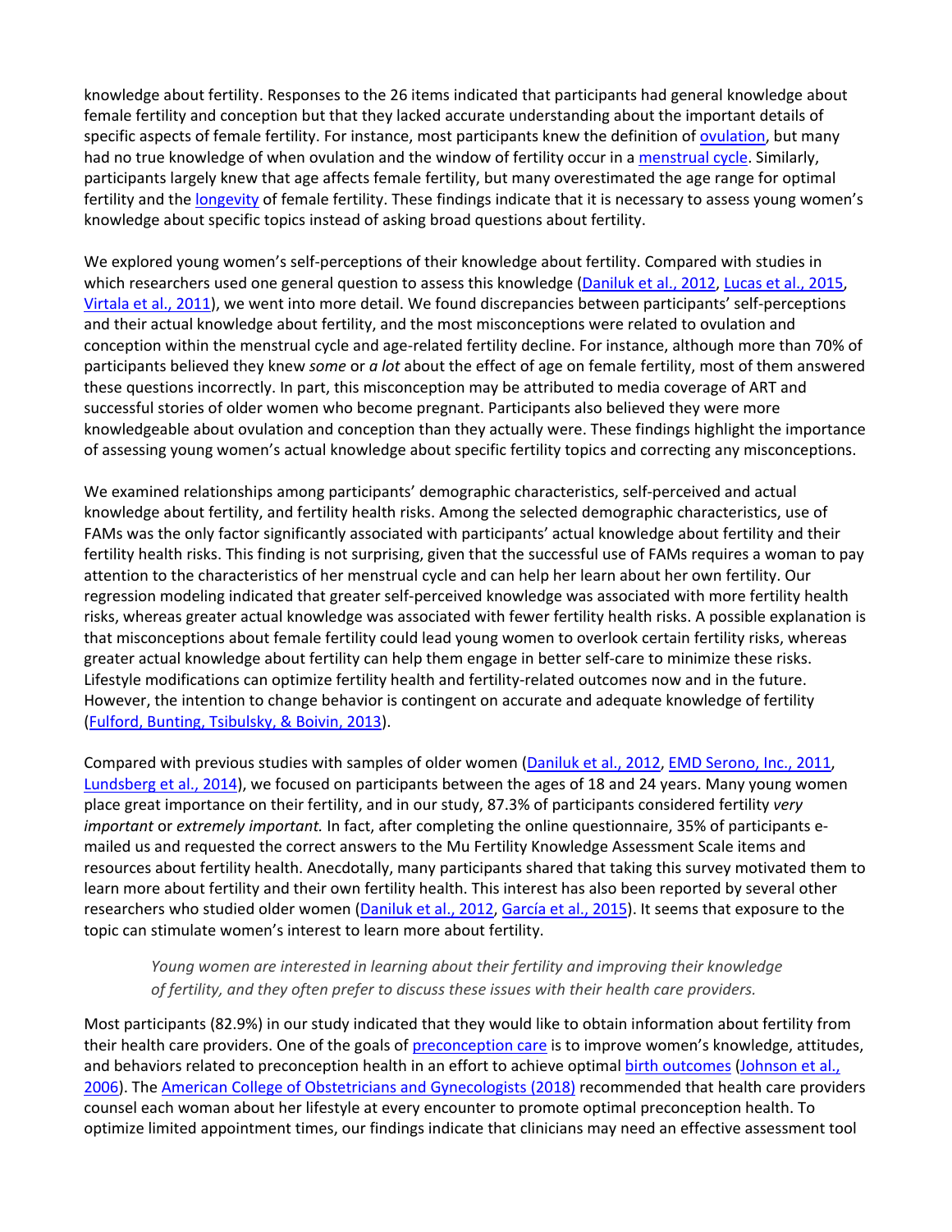knowledge about fertility. Responses to the 26 items indicated that participants had general knowledge about female fertility and conception but that they lacked accurate understanding about the important details of specific aspects of female fertility. For instance, most participants knew the definition of ovulation, but many had no true knowledge of when ovulation and the window of fertility occur in a menstrual cycle. Similarly, participants largely knew that age affects female fertility, but many overestimated the age range for optimal fertility and the longevity of female fertility. These findings indicate that it is necessary to assess young women's knowledge about specific topics instead of asking broad questions about fertility.

We explored young women's self-perceptions of their knowledge about fertility. Compared with studies in which researchers used one general question to assess this knowledge (Daniluk et al., 2012, Lucas et al., 2015, Virtala et al., 2011), we went into more detail. We found discrepancies between participants' self-perceptions and their actual knowledge about fertility, and the most misconceptions were related to ovulation and conception within the menstrual cycle and age-related fertility decline. For instance, although more than 70% of participants believed they knew *some* or *a lot* about the effect of age on female fertility, most of them answered these questions incorrectly. In part, this misconception may be attributed to media coverage of ART and successful stories of older women who become pregnant. Participants also believed they were more knowledgeable about ovulation and conception than they actually were. These findings highlight the importance of assessing young women's actual knowledge about specific fertility topics and correcting any misconceptions.

We examined relationships among participants' demographic characteristics, self-perceived and actual knowledge about fertility, and fertility health risks. Among the selected demographic characteristics, use of FAMs was the only factor significantly associated with participants' actual knowledge about fertility and their fertility health risks. This finding is not surprising, given that the successful use of FAMs requires a woman to pay attention to the characteristics of her menstrual cycle and can help her learn about her own fertility. Our regression modeling indicated that greater self-perceived knowledge was associated with more fertility health risks, whereas greater actual knowledge was associated with fewer fertility health risks. A possible explanation is that misconceptions about female fertility could lead young women to overlook certain fertility risks, whereas greater actual knowledge about fertility can help them engage in better self-care to minimize these risks. Lifestyle modifications can optimize fertility health and fertility-related outcomes now and in the future. However, the intention to change behavior is contingent on accurate and adequate knowledge of fertility (Fulford, Bunting, Tsibulsky, & Boivin, 2013).

Compared with previous studies with samples of older women (Daniluk et al., 2012, EMD Serono, Inc., 2011, Lundsberg et al., 2014), we focused on participants between the ages of 18 and 24 years. Many young women place great importance on their fertility, and in our study, 87.3% of participants considered fertility *very important* or *extremely important.* In fact, after completing the online questionnaire, 35% of participants e-mailed us and requested the correct answers to the Mu Fertility Knowledge Assessment Scale items and resources about fertility health. Anecdotally, many participants shared that taking this survey motivated them to learn more about fertility and their own fertility health. This interest has also been reported by several other researchers who studied older women (Daniluk et al., 2012, García et al., 2015). It seems that exposure to the topic can stimulate women's interest to learn more about fertility.

> *Young women are interested in learning about their fertility and improving their knowledge of fertility, and they often prefer to discuss these issues with their health care providers.*

Most participants (82.9%) in our study indicated that they would like to obtain information about fertility from their health care providers. One of the goals of preconception care is to improve women's knowledge, attitudes, and behaviors related to preconception health in an effort to achieve optimal birth outcomes (Johnson et al., 2006). The American College of Obstetricians and Gynecologists (2018) recommended that health care providers counsel each woman about her lifestyle at every encounter to promote optimal preconception health. To optimize limited appointment times, our findings indicate that clinicians may need an effective assessment tool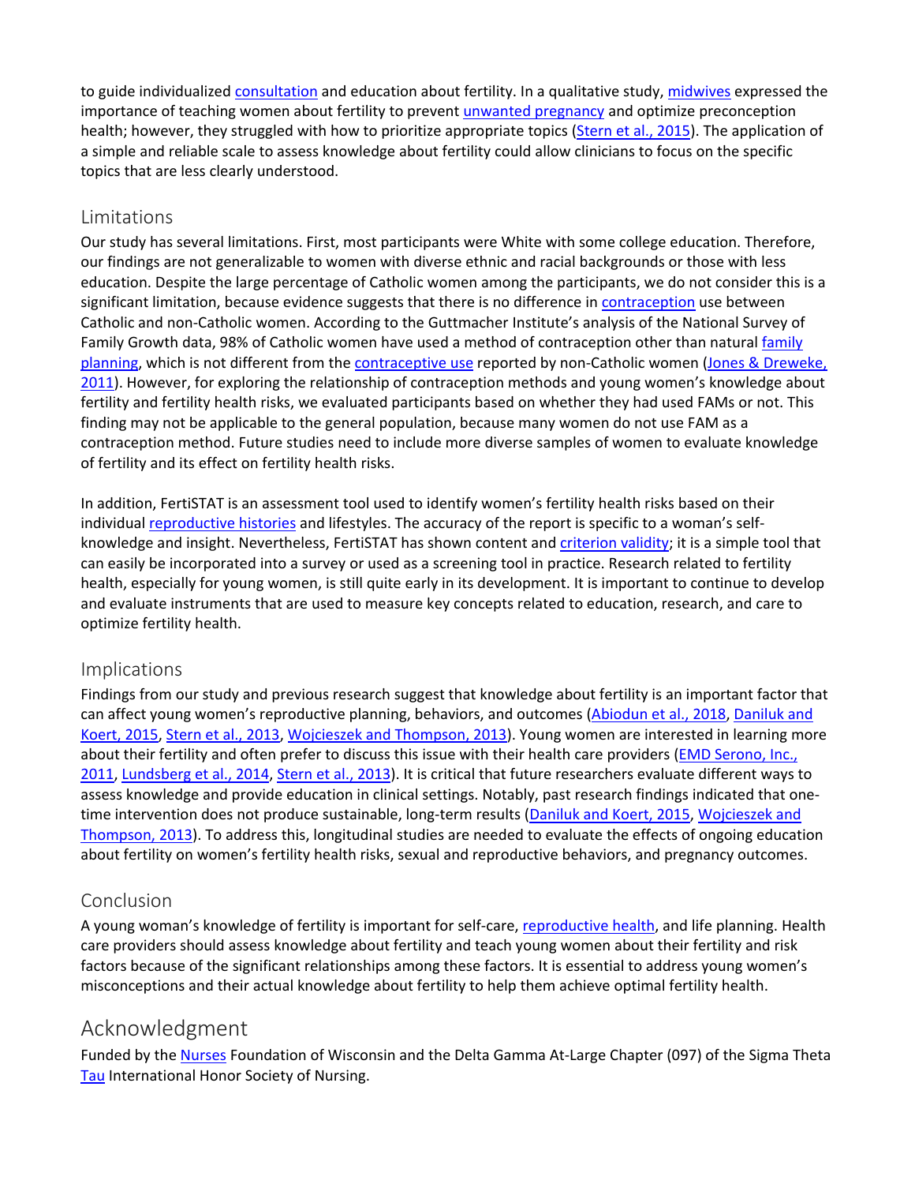to guide individualized consultation and education about fertility. In a qualitative study, midwives expressed the importance of teaching women about fertility to prevent unwanted pregnancy and optimize preconception health; however, they struggled with how to prioritize appropriate topics (Stern et al., 2015). The application of a simple and reliable scale to assess knowledge about fertility could allow clinicians to focus on the specific topics that are less clearly understood.

## Limitations

Our study has several limitations. First, most participants were White with some college education. Therefore, our findings are not generalizable to women with diverse ethnic and racial backgrounds or those with less education. Despite the large percentage of Catholic women among the participants, we do not consider this is a significant limitation, because evidence suggests that there is no difference in contraception use between Catholic and non-Catholic women. According to the Guttmacher Institute's analysis of the National Survey of Family Growth data, 98% of Catholic women have used a method of contraception other than natural family planning, which is not different from the contraceptive use reported by non-Catholic women (Jones & Dreweke, 2011). However, for exploring the relationship of contraception methods and young women's knowledge about fertility and fertility health risks, we evaluated participants based on whether they had used FAMs or not. This finding may not be applicable to the general population, because many women do not use FAM as a contraception method. Future studies need to include more diverse samples of women to evaluate knowledge of fertility and its effect on fertility health risks.

In addition, FertiSTAT is an assessment tool used to identify women's fertility health risks based on their individual reproductive histories and lifestyles. The accuracy of the report is specific to a woman's self-knowledge and insight. Nevertheless, FertiSTAT has shown content and criterion validity; it is a simple tool that can easily be incorporated into a survey or used as a screening tool in practice. Research related to fertility health, especially for young women, is still quite early in its development. It is important to continue to develop and evaluate instruments that are used to measure key concepts related to education, research, and care to optimize fertility health.

## Implications

Findings from our study and previous research suggest that knowledge about fertility is an important factor that can affect young women's reproductive planning, behaviors, and outcomes (Abiodun et al., 2018, Daniluk and Koert, 2015, Stern et al., 2013, Wojcieszek and Thompson, 2013). Young women are interested in learning more about their fertility and often prefer to discuss this issue with their health care providers (EMD Serono, Inc., 2011, Lundsberg et al., 2014, Stern et al., 2013). It is critical that future researchers evaluate different ways to assess knowledge and provide education in clinical settings. Notably, past research findings indicated that one-time intervention does not produce sustainable, long-term results (Daniluk and Koert, 2015, Wojcieszek and Thompson, 2013). To address this, longitudinal studies are needed to evaluate the effects of ongoing education about fertility on women's fertility health risks, sexual and reproductive behaviors, and pregnancy outcomes.

## Conclusion

A young woman's knowledge of fertility is important for self-care, reproductive health, and life planning. Health care providers should assess knowledge about fertility and teach young women about their fertility and risk factors because of the significant relationships among these factors. It is essential to address young women's misconceptions and their actual knowledge about fertility to help them achieve optimal fertility health.

# Acknowledgment

Funded by the Nurses Foundation of Wisconsin and the Delta Gamma At-Large Chapter (097) of the Sigma Theta Tau International Honor Society of Nursing.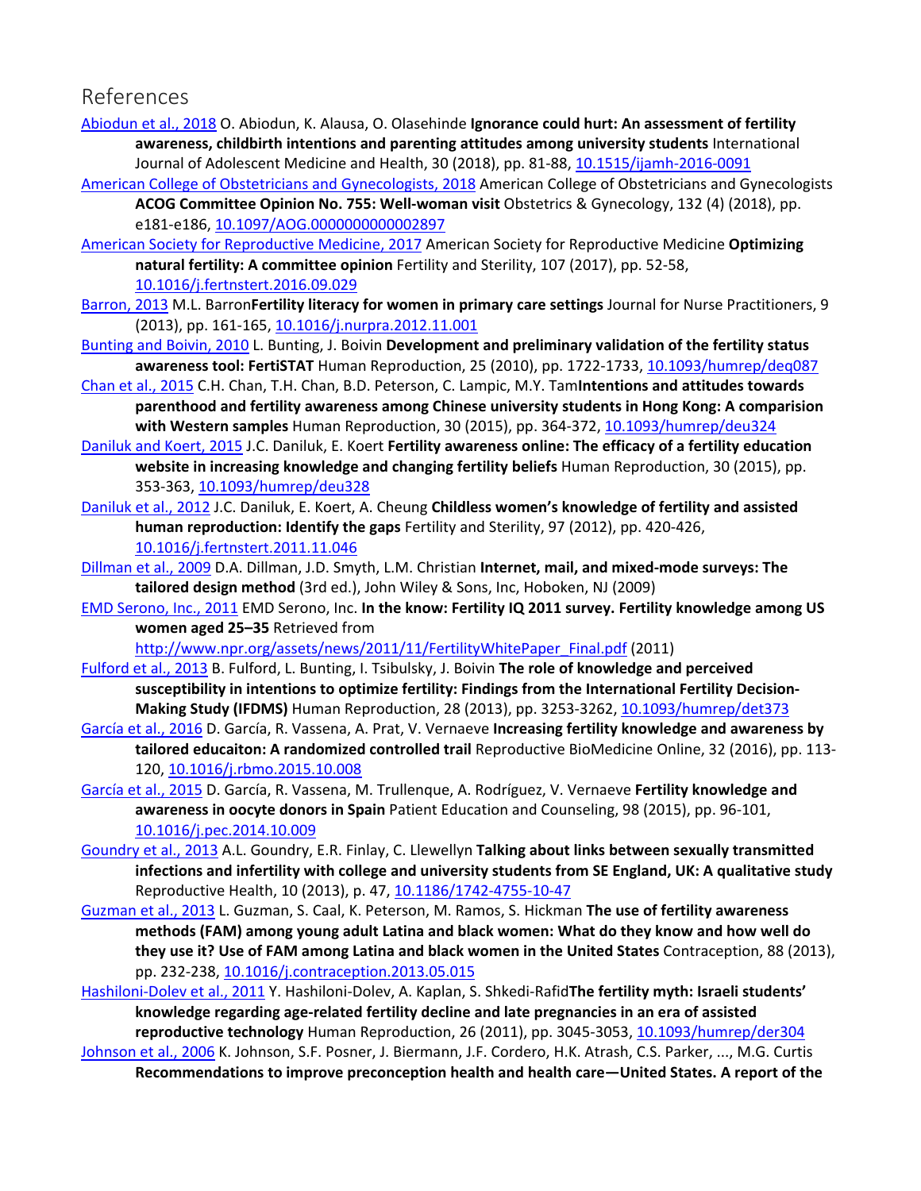## References

Abiodun et al., 2018 O. Abiodun, K. Alausa, O. Olasehinde **Ignorance could hurt: An assessment of fertility awareness, childbirth intentions and parenting attitudes among university students** International Journal of Adolescent Medicine and Health, 30 (2018), pp. 81-88, 10.1515/ijamh-2016-0091

American College of Obstetricians and Gynecologists, 2018 American College of Obstetricians and Gynecologists **ACOG Committee Opinion No. 755: Well-woman visit** Obstetrics & Gynecology, 132 (4) (2018), pp. e181-e186, 10.1097/AOG.0000000000002897

American Society for Reproductive Medicine, 2017 American Society for Reproductive Medicine **Optimizing natural fertility: A committee opinion** Fertility and Sterility, 107 (2017), pp. 52-58, 10.1016/j.fertnstert.2016.09.029

Barron, 2013 M.L. Barron**Fertility literacy for women in primary care settings** Journal for Nurse Practitioners, 9 (2013), pp. 161-165, 10.1016/j.nurpra.2012.11.001

Bunting and Boivin, 2010 L. Bunting, J. Boivin **Development and preliminary validation of the fertility status awareness tool: FertiSTAT** Human Reproduction, 25 (2010), pp. 1722-1733, 10.1093/humrep/deq087

Chan et al., 2015 C.H. Chan, T.H. Chan, B.D. Peterson, C. Lampic, M.Y. Tam**Intentions and attitudes towards parenthood and fertility awareness among Chinese university students in Hong Kong: A comparision with Western samples** Human Reproduction, 30 (2015), pp. 364-372, 10.1093/humrep/deu324

Daniluk and Koert, 2015 J.C. Daniluk, E. Koert **Fertility awareness online: The efficacy of a fertility education website in increasing knowledge and changing fertility beliefs** Human Reproduction, 30 (2015), pp. 353-363, 10.1093/humrep/deu328

Daniluk et al., 2012 J.C. Daniluk, E. Koert, A. Cheung **Childless women's knowledge of fertility and assisted human reproduction: Identify the gaps** Fertility and Sterility, 97 (2012), pp. 420-426, 10.1016/j.fertnstert.2011.11.046

Dillman et al., 2009 D.A. Dillman, J.D. Smyth, L.M. Christian **Internet, mail, and mixed-mode surveys: The tailored design method** (3rd ed.), John Wiley & Sons, Inc, Hoboken, NJ (2009)

EMD Serono, Inc., 2011 EMD Serono, Inc. **In the know: Fertility IQ 2011 survey. Fertility knowledge among US women aged 25–35** Retrieved from http://www.npr.org/assets/news/2011/11/FertilityWhitePaper_Final.pdf (2011)

Fulford et al., 2013 B. Fulford, L. Bunting, I. Tsibulsky, J. Boivin **The role of knowledge and perceived susceptibility in intentions to optimize fertility: Findings from the International Fertility Decision-Making Study (IFDMS)** Human Reproduction, 28 (2013), pp. 3253-3262, 10.1093/humrep/det373

García et al., 2016 D. García, R. Vassena, A. Prat, V. Vernaeve **Increasing fertility knowledge and awareness by tailored educaiton: A randomized controlled trail** Reproductive BioMedicine Online, 32 (2016), pp. 113-120, 10.1016/j.rbmo.2015.10.008

García et al., 2015 D. García, R. Vassena, M. Trullenque, A. Rodríguez, V. Vernaeve **Fertility knowledge and awareness in oocyte donors in Spain** Patient Education and Counseling, 98 (2015), pp. 96-101, 10.1016/j.pec.2014.10.009

Goundry et al., 2013 A.L. Goundry, E.R. Finlay, C. Llewellyn **Talking about links between sexually transmitted infections and infertility with college and university students from SE England, UK: A qualitative study** Reproductive Health, 10 (2013), p. 47, 10.1186/1742-4755-10-47

Guzman et al., 2013 L. Guzman, S. Caal, K. Peterson, M. Ramos, S. Hickman **The use of fertility awareness methods (FAM) among young adult Latina and black women: What do they know and how well do they use it? Use of FAM among Latina and black women in the United States** Contraception, 88 (2013), pp. 232-238, 10.1016/j.contraception.2013.05.015

Hashiloni-Dolev et al., 2011 Y. Hashiloni-Dolev, A. Kaplan, S. Shkedi-Rafid**The fertility myth: Israeli students' knowledge regarding age-related fertility decline and late pregnancies in an era of assisted reproductive technology** Human Reproduction, 26 (2011), pp. 3045-3053, 10.1093/humrep/der304

Johnson et al., 2006 K. Johnson, S.F. Posner, J. Biermann, J.F. Cordero, H.K. Atrash, C.S. Parker, ..., M.G. Curtis **Recommendations to improve preconception health and health care—United States. A report of the**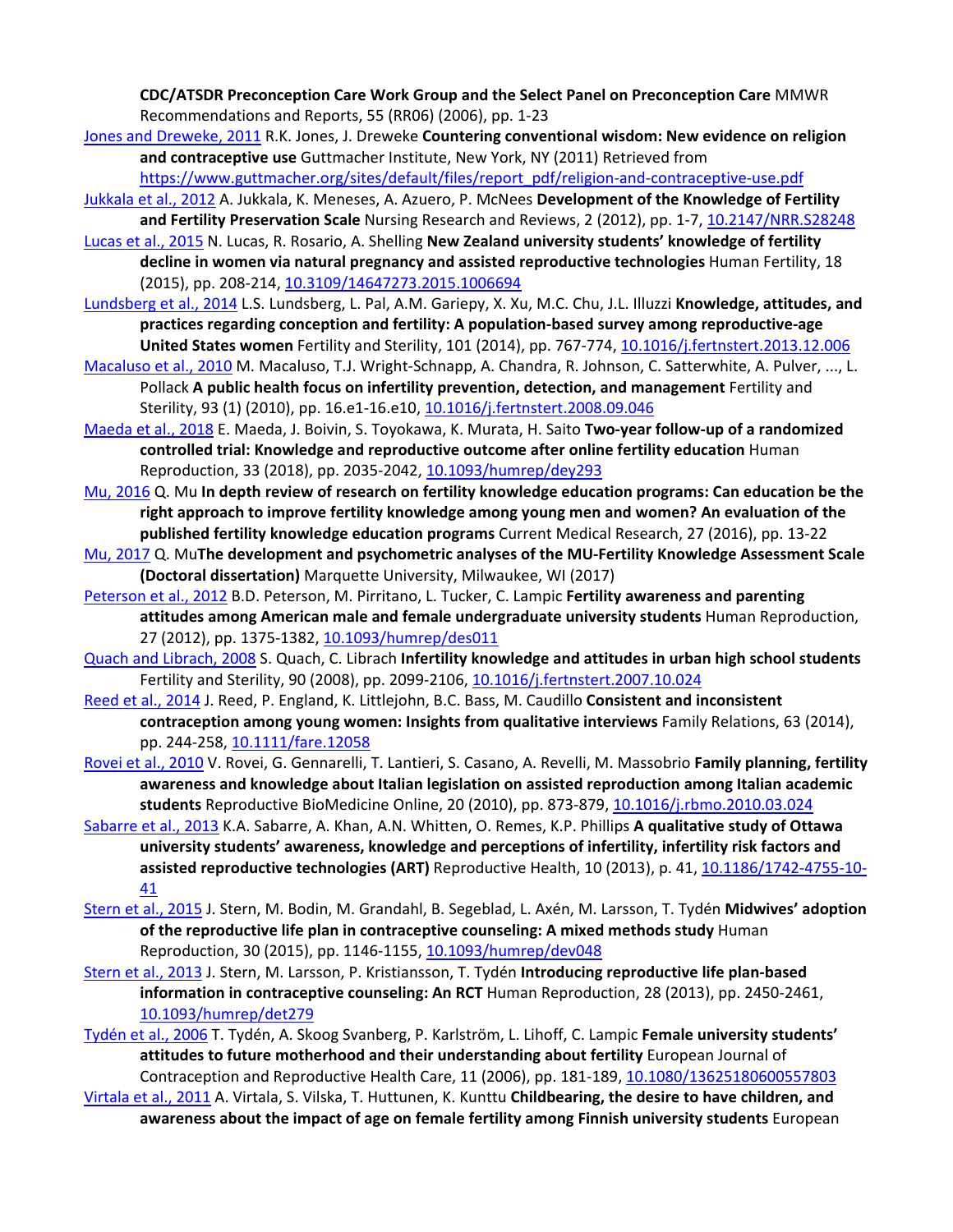**CDC/ATSDR Preconception Care Work Group and the Select Panel on Preconception Care** MMWR Recommendations and Reports, 55 (RR06) (2006), pp. 1-23

Jones and Dreweke, 2011 R.K. Jones, J. Dreweke **Countering conventional wisdom: New evidence on religion and contraceptive use** Guttmacher Institute, New York, NY (2011) Retrieved from https://www.guttmacher.org/sites/default/files/report_pdf/religion-and-contraceptive-use.pdf

Jukkala et al., 2012 A. Jukkala, K. Meneses, A. Azuero, P. McNees **Development of the Knowledge of Fertility and Fertility Preservation Scale** Nursing Research and Reviews, 2 (2012), pp. 1-7, 10.2147/NRR.S28248

Lucas et al., 2015 N. Lucas, R. Rosario, A. Shelling **New Zealand university students' knowledge of fertility decline in women via natural pregnancy and assisted reproductive technologies** Human Fertility, 18 (2015), pp. 208-214, 10.3109/14647273.2015.1006694

Lundsberg et al., 2014 L.S. Lundsberg, L. Pal, A.M. Gariepy, X. Xu, M.C. Chu, J.L. Illuzzi **Knowledge, attitudes, and practices regarding conception and fertility: A population-based survey among reproductive-age United States women** Fertility and Sterility, 101 (2014), pp. 767-774, 10.1016/j.fertnstert.2013.12.006

Macaluso et al., 2010 M. Macaluso, T.J. Wright-Schnapp, A. Chandra, R. Johnson, C. Satterwhite, A. Pulver, ..., L. Pollack **A public health focus on infertility prevention, detection, and management** Fertility and Sterility, 93 (1) (2010), pp. 16.e1-16.e10, 10.1016/j.fertnstert.2008.09.046

Maeda et al., 2018 E. Maeda, J. Boivin, S. Toyokawa, K. Murata, H. Saito **Two-year follow-up of a randomized controlled trial: Knowledge and reproductive outcome after online fertility education** Human Reproduction, 33 (2018), pp. 2035-2042, 10.1093/humrep/dey293

Mu, 2016 Q. Mu **In depth review of research on fertility knowledge education programs: Can education be the right approach to improve fertility knowledge among young men and women? An evaluation of the published fertility knowledge education programs** Current Medical Research, 27 (2016), pp. 13-22

Mu, 2017 Q. Mu**The development and psychometric analyses of the MU-Fertility Knowledge Assessment Scale (Doctoral dissertation)** Marquette University, Milwaukee, WI (2017)

Peterson et al., 2012 B.D. Peterson, M. Pirritano, L. Tucker, C. Lampic **Fertility awareness and parenting attitudes among American male and female undergraduate university students** Human Reproduction, 27 (2012), pp. 1375-1382, 10.1093/humrep/des011

Quach and Librach, 2008 S. Quach, C. Librach **Infertility knowledge and attitudes in urban high school students** Fertility and Sterility, 90 (2008), pp. 2099-2106, 10.1016/j.fertnstert.2007.10.024

Reed et al., 2014 J. Reed, P. England, K. Littlejohn, B.C. Bass, M. Caudillo **Consistent and inconsistent contraception among young women: Insights from qualitative interviews** Family Relations, 63 (2014), pp. 244-258, 10.1111/fare.12058

Rovei et al., 2010 V. Rovei, G. Gennarelli, T. Lantieri, S. Casano, A. Revelli, M. Massobrio **Family planning, fertility awareness and knowledge about Italian legislation on assisted reproduction among Italian academic students** Reproductive BioMedicine Online, 20 (2010), pp. 873-879, 10.1016/j.rbmo.2010.03.024

Sabarre et al., 2013 K.A. Sabarre, A. Khan, A.N. Whitten, O. Remes, K.P. Phillips **A qualitative study of Ottawa university students' awareness, knowledge and perceptions of infertility, infertility risk factors and assisted reproductive technologies (ART)** Reproductive Health, 10 (2013), p. 41, 10.1186/1742-4755-10-41

Stern et al., 2015 J. Stern, M. Bodin, M. Grandahl, B. Segeblad, L. Axén, M. Larsson, T. Tydén **Midwives' adoption of the reproductive life plan in contraceptive counseling: A mixed methods study** Human Reproduction, 30 (2015), pp. 1146-1155, 10.1093/humrep/dev048

Stern et al., 2013 J. Stern, M. Larsson, P. Kristiansson, T. Tydén **Introducing reproductive life plan-based information in contraceptive counseling: An RCT** Human Reproduction, 28 (2013), pp. 2450-2461, 10.1093/humrep/det279

Tydén et al., 2006 T. Tydén, A. Skoog Svanberg, P. Karlström, L. Lihoff, C. Lampic **Female university students' attitudes to future motherhood and their understanding about fertility** European Journal of Contraception and Reproductive Health Care, 11 (2006), pp. 181-189, 10.1080/13625180600557803

Virtala et al., 2011 A. Virtala, S. Vilska, T. Huttunen, K. Kunttu **Childbearing, the desire to have children, and awareness about the impact of age on female fertility among Finnish university students** European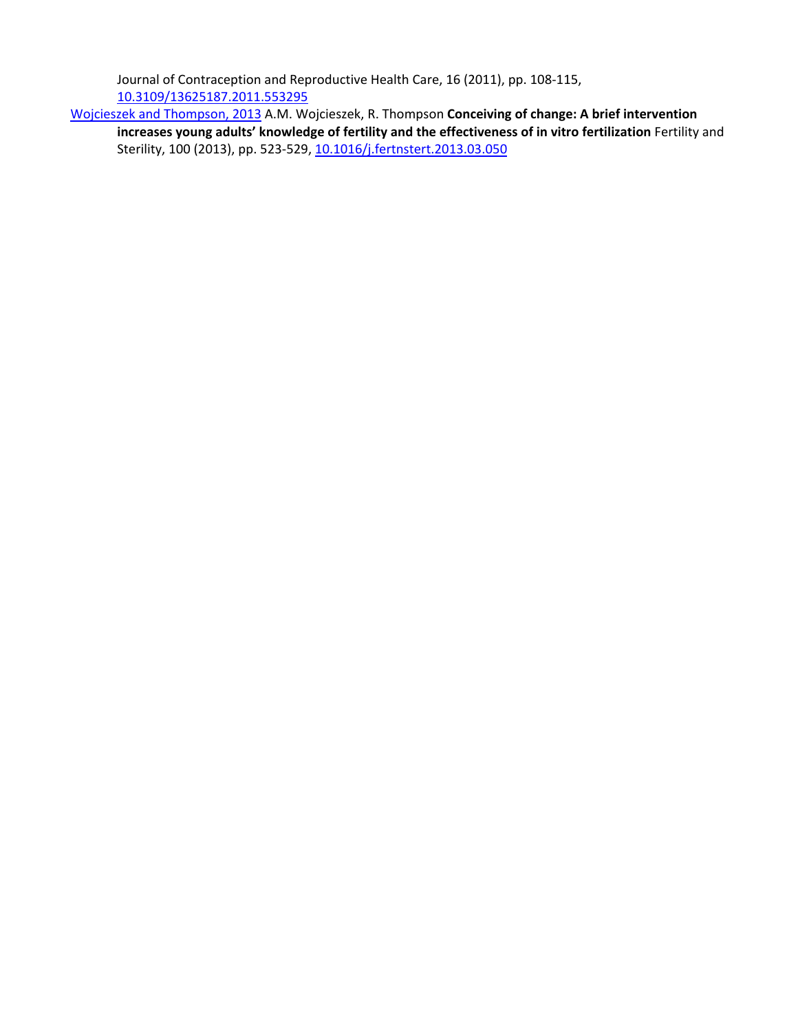Journal of Contraception and Reproductive Health Care, 16 (2011), pp. 108-115, 10.3109/13625187.2011.553295

Wojcieszek and Thompson, 2013 A.M. Wojcieszek, R. Thompson **Conceiving of change: A brief intervention increases young adults' knowledge of fertility and the effectiveness of in vitro fertilization** Fertility and Sterility, 100 (2013), pp. 523-529, 10.1016/j.fertnstert.2013.03.050